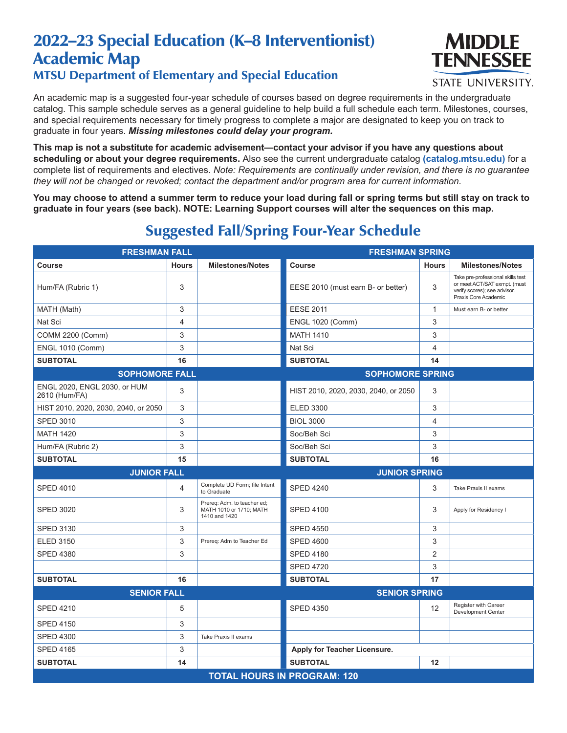# 2022–23 Special Education (K–8 Interventionist) Academic Map

## MTSU Department of Elementary and Special Education

An academic map is a suggested four-year schedule of courses based on degree requirements in the undergraduate catalog. This sample schedule serves as a general guideline to help build a full schedule each term. Milestones, courses, and special requirements necessary for timely progress to complete a major are designated to keep you on track to graduate in four years. ***Missing milestones could delay your program.***

**This map is not a substitute for academic advisement—contact your advisor if you have any questions about scheduling or about your degree requirements.** Also see the current undergraduate catalog **(catalog.mtsu.edu)** for a complete list of requirements and electives. *Note: Requirements are continually under revision, and there is no guarantee they will not be changed or revoked; contact the department and/or program area for current information.*

**You may choose to attend a summer term to reduce your load during fall or spring terms but still stay on track to graduate in four years (see back). NOTE: Learning Support courses will alter the sequences on this map.**

## Suggested Fall/Spring Four-Year Schedule

| **FRESHMAN FALL** | | | **FRESHMAN SPRING** | | |
|---|---|---|---|---|---|
| **Course** | **Hours** | **Milestones/Notes** | **Course** | **Hours** | **Milestones/Notes** |
| Hum/FA (Rubric 1) | 3 | | EESE 2010 (must earn B- or better) | 3 | Take pre-professional skills test or meet ACT/SAT exmpt. (must verify scores); see advisor. Praxis Core Academic |
| MATH (Math) | 3 | | EESE 2011 | 1 | Must earn B- or better |
| Nat Sci | 4 | | ENGL 1020 (Comm) | 3 | |
| COMM 2200 (Comm) | 3 | | MATH 1410 | 3 | |
| ENGL 1010 (Comm) | 3 | | Nat Sci | 4 | |
| **SUBTOTAL** | **16** | | **SUBTOTAL** | **14** | |
| **SOPHOMORE FALL** | | | **SOPHOMORE SPRING** | | |
| ENGL 2020, ENGL 2030, or HUM 2610 (Hum/FA) | 3 | | HIST 2010, 2020, 2030, 2040, or 2050 | 3 | |
| HIST 2010, 2020, 2030, 2040, or 2050 | 3 | | ELED 3300 | 3 | |
| SPED 3010 | 3 | | BIOL 3000 | 4 | |
| MATH 1420 | 3 | | Soc/Beh Sci | 3 | |
| Hum/FA (Rubric 2) | 3 | | Soc/Beh Sci | 3 | |
| **SUBTOTAL** | **15** | | **SUBTOTAL** | **16** | |
| **JUNIOR FALL** | | | **JUNIOR SPRING** | | |
| SPED 4010 | 4 | Complete UD Form; file Intent to Graduate | SPED 4240 | 3 | Take Praxis II exams |
| SPED 3020 | 3 | Prereq: Adm. to teacher ed; MATH 1010 or 1710; MATH 1410 and 1420 | SPED 4100 | 3 | Apply for Residency I |
| SPED 3130 | 3 | | SPED 4550 | 3 | |
| ELED 3150 | 3 | Prereq: Adm to Teacher Ed | SPED 4600 | 3 | |
| SPED 4380 | 3 | | SPED 4180 | 2 | |
| | | | SPED 4720 | 3 | |
| **SUBTOTAL** | **16** | | **SUBTOTAL** | **17** | |
| **SENIOR FALL** | | | **SENIOR SPRING** | | |
| SPED 4210 | 5 | | SPED 4350 | 12 | Register with Career Development Center |
| SPED 4150 | 3 | | | | |
| SPED 4300 | 3 | Take Praxis II exams | | | |
| SPED 4165 | 3 | | **Apply for Teacher Licensure.** | | |
| **SUBTOTAL** | **14** | | **SUBTOTAL** | **12** | |

**TOTAL HOURS IN PROGRAM: 120**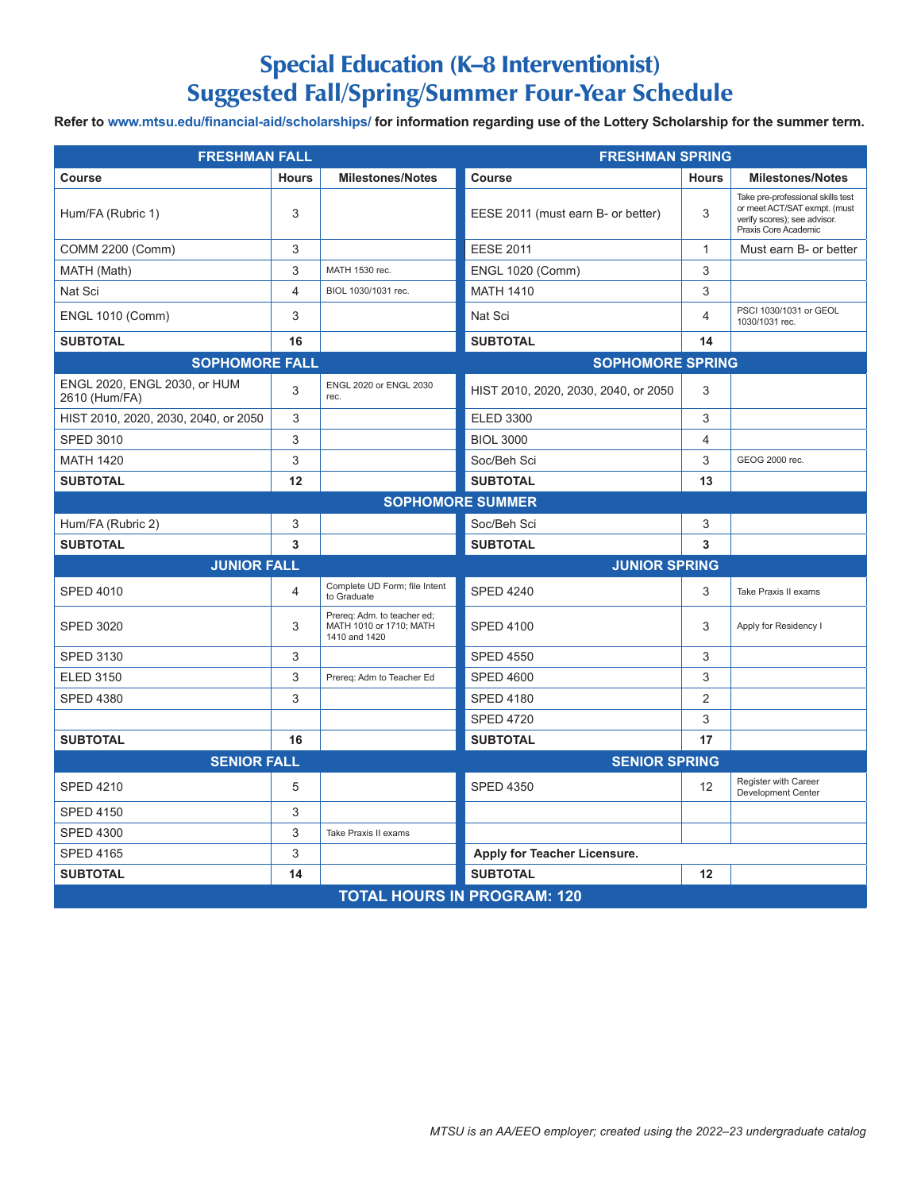# Special Education (K–8 Interventionist)
# Suggested Fall/Spring/Summer Four-Year Schedule

**Refer to www.mtsu.edu/financial-aid/scholarships/ for information regarding use of the Lottery Scholarship for the summer term.**

| FRESHMAN FALL | | | FRESHMAN SPRING | | |
|---|---|---|---|---|---|
| **Course** | **Hours** | **Milestones/Notes** | **Course** | **Hours** | **Milestones/Notes** |
| Hum/FA (Rubric 1) | 3 | | EESE 2011 (must earn B- or better) | 3 | Take pre-professional skills test or meet ACT/SAT exmpt. (must verify scores); see advisor. Praxis Core Academic |
| COMM 2200 (Comm) | 3 | | EESE 2011 | 1 | Must earn B- or better |
| MATH (Math) | 3 | MATH 1530 rec. | ENGL 1020 (Comm) | 3 | |
| Nat Sci | 4 | BIOL 1030/1031 rec. | MATH 1410 | 3 | |
| ENGL 1010 (Comm) | 3 | | Nat Sci | 4 | PSCI 1030/1031 or GEOL 1030/1031 rec. |
| **SUBTOTAL** | **16** | | **SUBTOTAL** | **14** | |
| **SOPHOMORE FALL** | | | **SOPHOMORE SPRING** | | |
| ENGL 2020, ENGL 2030, or HUM 2610 (Hum/FA) | 3 | ENGL 2020 or ENGL 2030 rec. | HIST 2010, 2020, 2030, 2040, or 2050 | 3 | |
| HIST 2010, 2020, 2030, 2040, or 2050 | 3 | | ELED 3300 | 3 | |
| SPED 3010 | 3 | | BIOL 3000 | 4 | |
| MATH 1420 | 3 | | Soc/Beh Sci | 3 | GEOG 2000 rec. |
| **SUBTOTAL** | **12** | | **SUBTOTAL** | **13** | |
| **SOPHOMORE SUMMER** | | | | | |
| Hum/FA (Rubric 2) | 3 | | Soc/Beh Sci | 3 | |
| **SUBTOTAL** | **3** | | **SUBTOTAL** | **3** | |
| **JUNIOR FALL** | | | **JUNIOR SPRING** | | |
| SPED 4010 | 4 | Complete UD Form; file Intent to Graduate | SPED 4240 | 3 | Take Praxis II exams |
| SPED 3020 | 3 | Prereq: Adm. to teacher ed; MATH 1010 or 1710; MATH 1410 and 1420 | SPED 4100 | 3 | Apply for Residency I |
| SPED 3130 | 3 | | SPED 4550 | 3 | |
| ELED 3150 | 3 | Prereq: Adm to Teacher Ed | SPED 4600 | 3 | |
| SPED 4380 | 3 | | SPED 4180 | 2 | |
| | | | SPED 4720 | 3 | |
| **SUBTOTAL** | **16** | | **SUBTOTAL** | **17** | |
| **SENIOR FALL** | | | **SENIOR SPRING** | | |
| SPED 4210 | 5 | | SPED 4350 | 12 | Register with Career Development Center |
| SPED 4150 | 3 | | | | |
| SPED 4300 | 3 | Take Praxis II exams | | | |
| SPED 4165 | 3 | | **Apply for Teacher Licensure.** | | |
| **SUBTOTAL** | **14** | | **SUBTOTAL** | **12** | |
| **TOTAL HOURS IN PROGRAM: 120** | | | | | |

*MTSU is an AA/EEO employer; created using the 2022–23 undergraduate catalog*